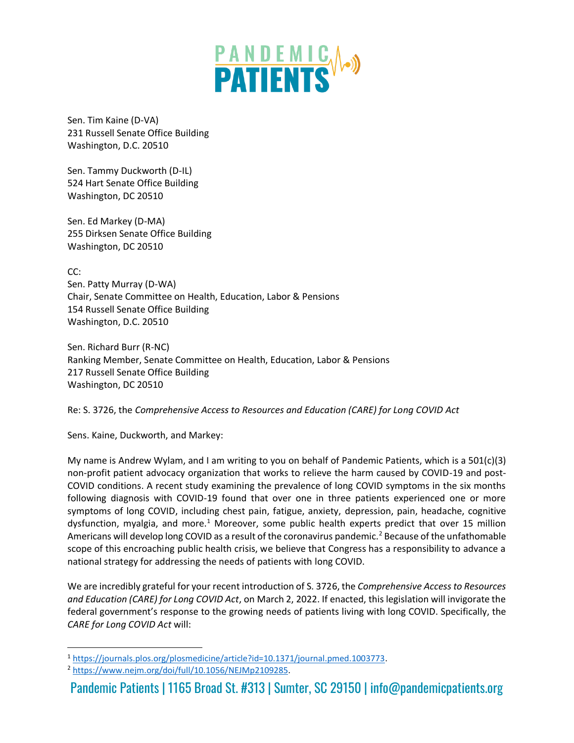Sen. Tim Kaine (D-VA)
231 Russell Senate Office Building
Washington, D.C. 20510

Sen. Tammy Duckworth (D-IL)
524 Hart Senate Office Building
Washington, DC 20510

Sen. Ed Markey (D-MA)
255 Dirksen Senate Office Building
Washington, DC 20510

CC:
Sen. Patty Murray (D-WA)
Chair, Senate Committee on Health, Education, Labor & Pensions
154 Russell Senate Office Building
Washington, D.C. 20510

Sen. Richard Burr (R-NC)
Ranking Member, Senate Committee on Health, Education, Labor & Pensions
217 Russell Senate Office Building
Washington, DC 20510

Re: S. 3726, the *Comprehensive Access to Resources and Education (CARE) for Long COVID Act*

Sens. Kaine, Duckworth, and Markey:

My name is Andrew Wylam, and I am writing to you on behalf of Pandemic Patients, which is a 501(c)(3) non-profit patient advocacy organization that works to relieve the harm caused by COVID-19 and post-COVID conditions. A recent study examining the prevalence of long COVID symptoms in the six months following diagnosis with COVID-19 found that over one in three patients experienced one or more symptoms of long COVID, including chest pain, fatigue, anxiety, depression, pain, headache, cognitive dysfunction, myalgia, and more.[1] Moreover, some public health experts predict that over 15 million Americans will develop long COVID as a result of the coronavirus pandemic.[2] Because of the unfathomable scope of this encroaching public health crisis, we believe that Congress has a responsibility to advance a national strategy for addressing the needs of patients with long COVID.

We are incredibly grateful for your recent introduction of S. 3726, the *Comprehensive Access to Resources and Education (CARE) for Long COVID Act*, on March 2, 2022. If enacted, this legislation will invigorate the federal government's response to the growing needs of patients living with long COVID. Specifically, the *CARE for Long COVID Act* will:

[1] https://journals.plos.org/plosmedicine/article?id=10.1371/journal.pmed.1003773.

[2] https://www.nejm.org/doi/full/10.1056/NEJMp2109285.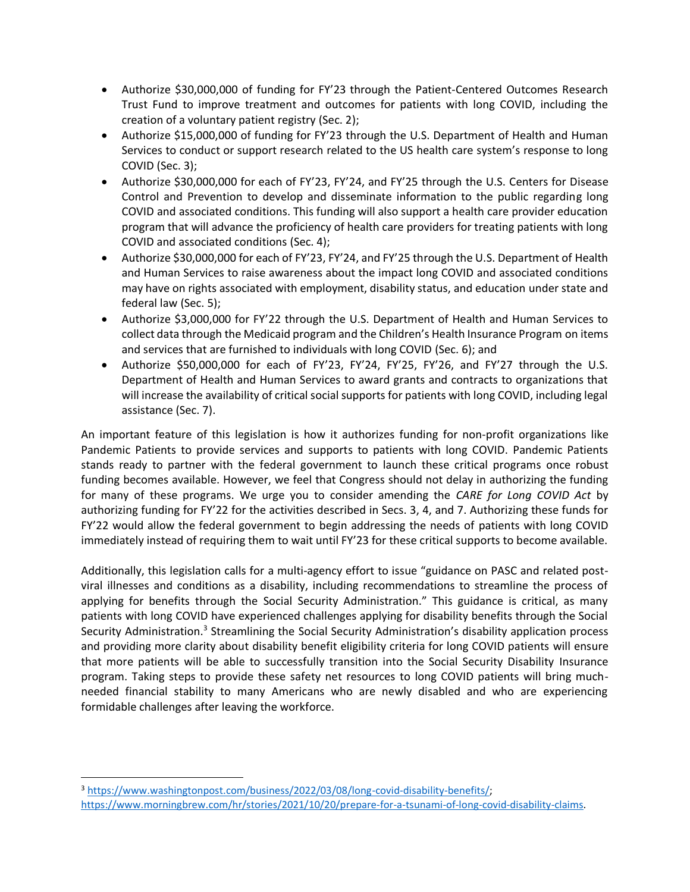- Authorize $30,000,000 of funding for FY'23 through the Patient-Centered Outcomes Research Trust Fund to improve treatment and outcomes for patients with long COVID, including the creation of a voluntary patient registry (Sec. 2);
- Authorize $15,000,000 of funding for FY'23 through the U.S. Department of Health and Human Services to conduct or support research related to the US health care system's response to long COVID (Sec. 3);
- Authorize $30,000,000 for each of FY'23, FY'24, and FY'25 through the U.S. Centers for Disease Control and Prevention to develop and disseminate information to the public regarding long COVID and associated conditions. This funding will also support a health care provider education program that will advance the proficiency of health care providers for treating patients with long COVID and associated conditions (Sec. 4);
- Authorize $30,000,000 for each of FY'23, FY'24, and FY'25 through the U.S. Department of Health and Human Services to raise awareness about the impact long COVID and associated conditions may have on rights associated with employment, disability status, and education under state and federal law (Sec. 5);
- Authorize $3,000,000 for FY'22 through the U.S. Department of Health and Human Services to collect data through the Medicaid program and the Children's Health Insurance Program on items and services that are furnished to individuals with long COVID (Sec. 6); and
- Authorize $50,000,000 for each of FY'23, FY'24, FY'25, FY'26, and FY'27 through the U.S. Department of Health and Human Services to award grants and contracts to organizations that will increase the availability of critical social supports for patients with long COVID, including legal assistance (Sec. 7).

An important feature of this legislation is how it authorizes funding for non-profit organizations like Pandemic Patients to provide services and supports to patients with long COVID. Pandemic Patients stands ready to partner with the federal government to launch these critical programs once robust funding becomes available. However, we feel that Congress should not delay in authorizing the funding for many of these programs. We urge you to consider amending the *CARE for Long COVID Act* by authorizing funding for FY'22 for the activities described in Secs. 3, 4, and 7. Authorizing these funds for FY'22 would allow the federal government to begin addressing the needs of patients with long COVID immediately instead of requiring them to wait until FY'23 for these critical supports to become available.

Additionally, this legislation calls for a multi-agency effort to issue "guidance on PASC and related post-viral illnesses and conditions as a disability, including recommendations to streamline the process of applying for benefits through the Social Security Administration." This guidance is critical, as many patients with long COVID have experienced challenges applying for disability benefits through the Social Security Administration.[3] Streamlining the Social Security Administration's disability application process and providing more clarity about disability benefit eligibility criteria for long COVID patients will ensure that more patients will be able to successfully transition into the Social Security Disability Insurance program. Taking steps to provide these safety net resources to long COVID patients will bring much-needed financial stability to many Americans who are newly disabled and who are experiencing formidable challenges after leaving the workforce.

[3] https://www.washingtonpost.com/business/2022/03/08/long-covid-disability-benefits/; https://www.morningbrew.com/hr/stories/2021/10/20/prepare-for-a-tsunami-of-long-covid-disability-claims.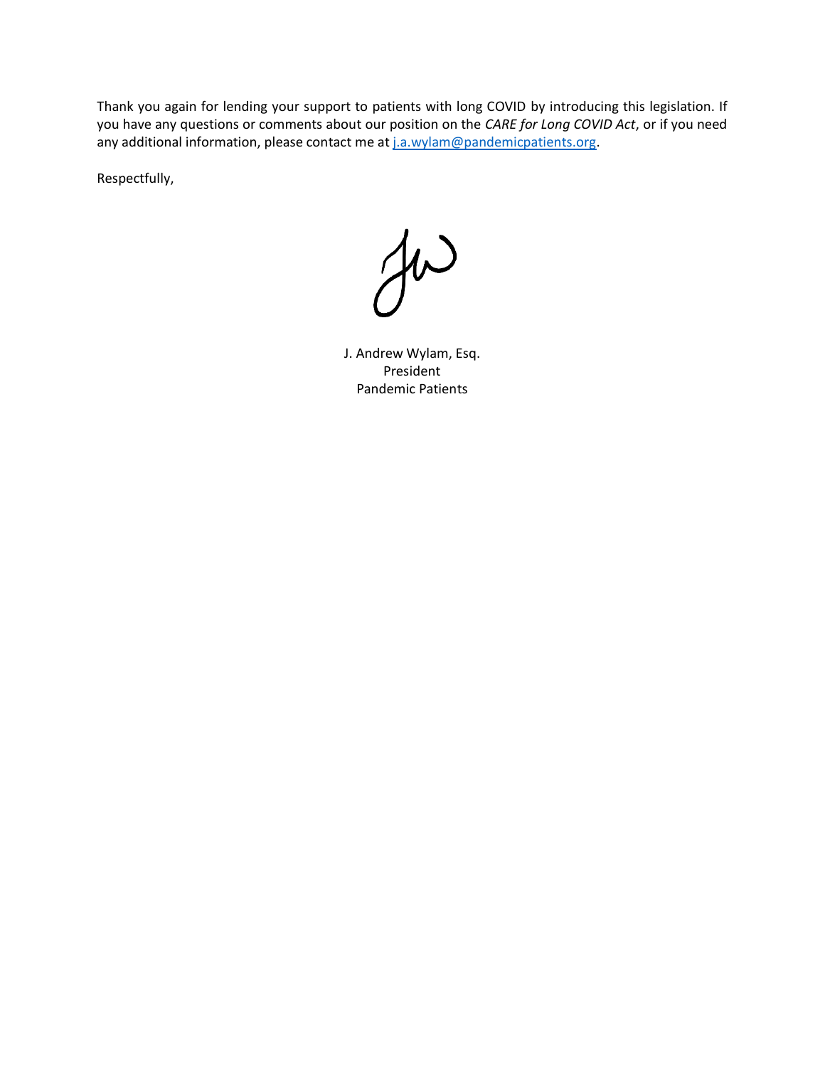Thank you again for lending your support to patients with long COVID by introducing this legislation. If you have any questions or comments about our position on the *CARE for Long COVID Act*, or if you need any additional information, please contact me at [j.a.wylam@pandemicpatients.org](mailto:j.a.wylam@pandemicpatients.org).

Respectfully,

J. Andrew Wylam, Esq.
President
Pandemic Patients